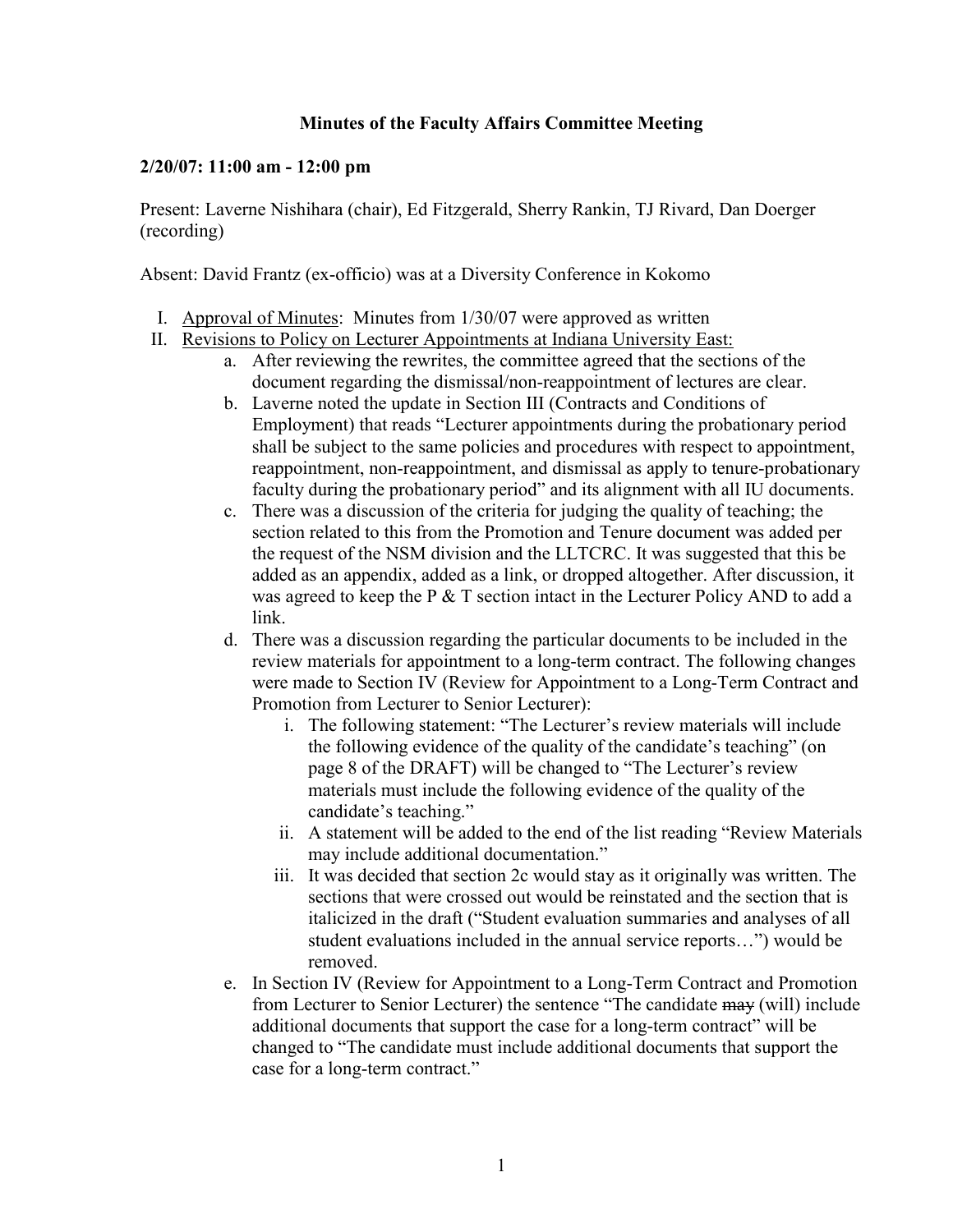**Minutes of the Faculty Affairs Committee Meeting**

**2/20/07: 11:00 am - 12:00 pm**

Present: Laverne Nishihara (chair), Ed Fitzgerald, Sherry Rankin, TJ Rivard, Dan Doerger (recording)

Absent: David Frantz (ex-officio) was at a Diversity Conference in Kokomo

I. Approval of Minutes: Minutes from 1/30/07 were approved as written
II. Revisions to Policy on Lecturer Appointments at Indiana University East:
    a. After reviewing the rewrites, the committee agreed that the sections of the document regarding the dismissal/non-reappointment of lectures are clear.
    b. Laverne noted the update in Section III (Contracts and Conditions of Employment) that reads "Lecturer appointments during the probationary period shall be subject to the same policies and procedures with respect to appointment, reappointment, non-reappointment, and dismissal as apply to tenure-probationary faculty during the probationary period" and its alignment with all IU documents.
    c. There was a discussion of the criteria for judging the quality of teaching; the section related to this from the Promotion and Tenure document was added per the request of the NSM division and the LLTCRC. It was suggested that this be added as an appendix, added as a link, or dropped altogether. After discussion, it was agreed to keep the P & T section intact in the Lecturer Policy AND to add a link.
    d. There was a discussion regarding the particular documents to be included in the review materials for appointment to a long-term contract. The following changes were made to Section IV (Review for Appointment to a Long-Term Contract and Promotion from Lecturer to Senior Lecturer):
        i. The following statement: "The Lecturer's review materials will include the following evidence of the quality of the candidate's teaching" (on page 8 of the DRAFT) will be changed to "The Lecturer's review materials must include the following evidence of the quality of the candidate's teaching."
        ii. A statement will be added to the end of the list reading "Review Materials may include additional documentation."
        iii. It was decided that section 2c would stay as it originally was written. The sections that were crossed out would be reinstated and the section that is italicized in the draft ("Student evaluation summaries and analyses of all student evaluations included in the annual service reports…") would be removed.
    e. In Section IV (Review for Appointment to a Long-Term Contract and Promotion from Lecturer to Senior Lecturer) the sentence "The candidate ~~may~~ (will) include additional documents that support the case for a long-term contract" will be changed to "The candidate must include additional documents that support the case for a long-term contract."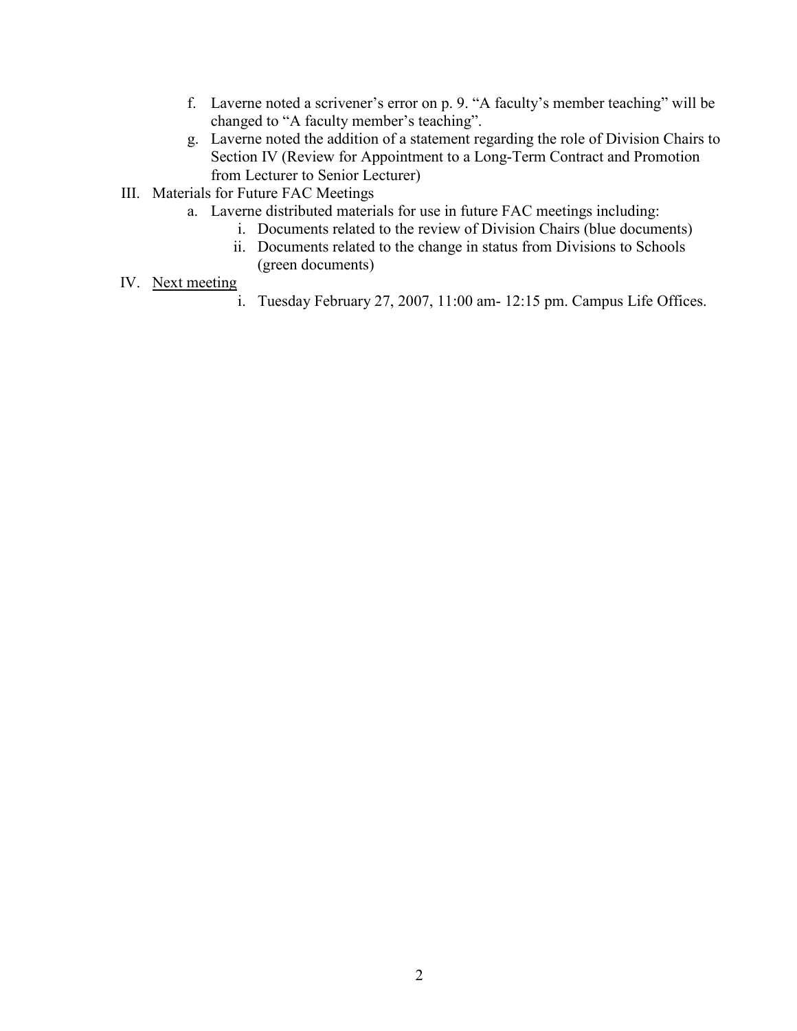f. Laverne noted a scrivener's error on p. 9. "A faculty's member teaching" will be changed to "A faculty member's teaching".
g. Laverne noted the addition of a statement regarding the role of Division Chairs to Section IV (Review for Appointment to a Long-Term Contract and Promotion from Lecturer to Senior Lecturer)

III. Materials for Future FAC Meetings
   a. Laverne distributed materials for use in future FAC meetings including:
      i. Documents related to the review of Division Chairs (blue documents)
      ii. Documents related to the change in status from Divisions to Schools (green documents)

IV. <u>Next meeting</u>
      i. Tuesday February 27, 2007, 11:00 am- 12:15 pm. Campus Life Offices.